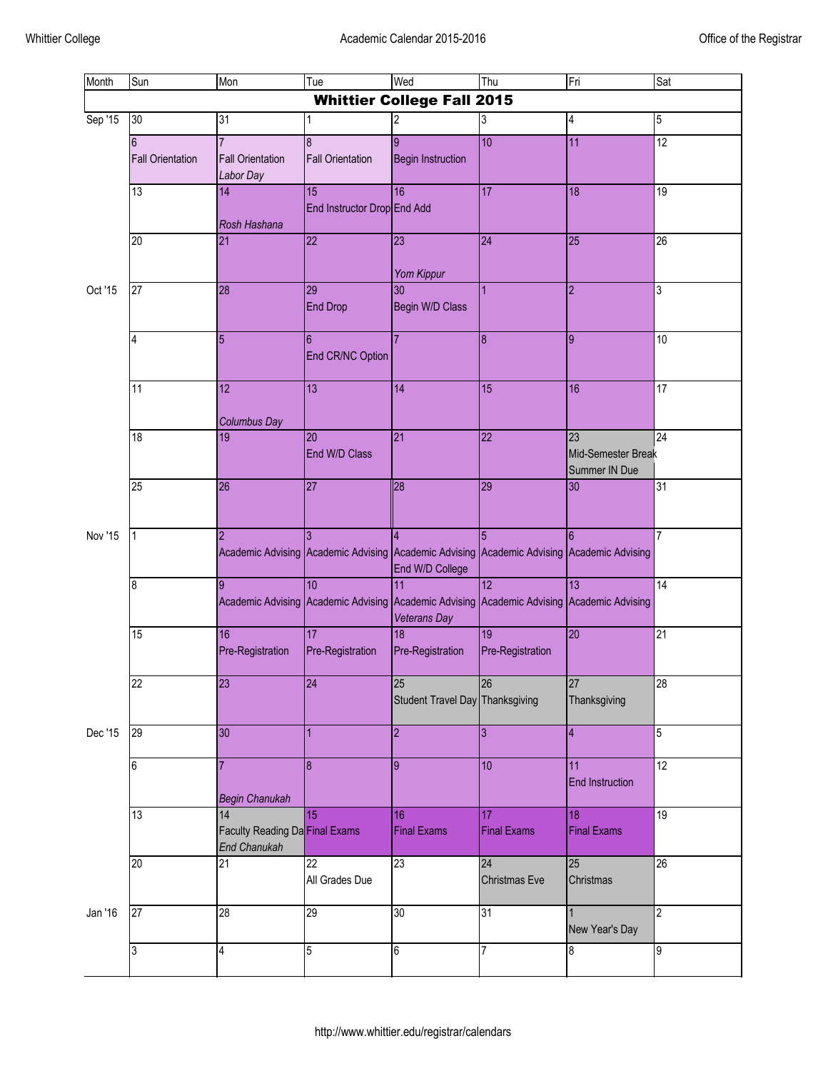| Month | Sun | Mon | Tue | Wed | Thu | Fri | Sat |
|---|---|---|---|---|---|---|---|
| **Whittier College Fall 2015** | | | | | | | |
| Sep '15 | 30 | 31 | 1 | 2 | 3 | 4 | 5 |
| | 6 Fall Orientation | 7 Fall Orientation *Labor Day* | 8 Fall Orientation | 9 Begin Instruction | 10 | 11 | 12 |
| | 13 | 14 *Rosh Hashana* | 15 End Instructor Drop | 16 End Add | 17 | 18 | 19 |
| | 20 | 21 | 22 | 23 *Yom Kippur* | 24 | 25 | 26 |
| Oct '15 | 27 | 28 | 29 End Drop | 30 Begin W/D Class | 1 | 2 | 3 |
| | 4 | 5 | 6 End CR/NC Option | 7 | 8 | 9 | 10 |
| | 11 | 12 *Columbus Day* | 13 | 14 | 15 | 16 | 17 |
| | 18 | 19 | 20 End W/D Class | 21 | 22 | 23 Mid-Semester Break Summer IN Due | 24 |
| | 25 | 26 | 27 | 28 | 29 | 30 | 31 |
| Nov '15 | 1 | 2 Academic Advising | 3 Academic Advising | 4 Academic Advising End W/D College | 5 Academic Advising | 6 Academic Advising | 7 |
| | 8 | 9 Academic Advising | 10 Academic Advising | 11 Academic Advising *Veterans Day* | 12 Academic Advising | 13 Academic Advising | 14 |
| | 15 | 16 Pre-Registration | 17 Pre-Registration | 18 Pre-Registration | 19 Pre-Registration | 20 | 21 |
| | 22 | 23 | 24 | 25 Student Travel Day | 26 Thanksgiving | 27 Thanksgiving | 28 |
| Dec '15 | 29 | 30 | 1 | 2 | 3 | 4 | 5 |
| | 6 | 7 *Begin Chanukah* | 8 | 9 | 10 | 11 End Instruction | 12 |
| | 13 | 14 Faculty Reading Day *End Chanukah* | 15 Final Exams | 16 Final Exams | 17 Final Exams | 18 Final Exams | 19 |
| | 20 | 21 | 22 All Grades Due | 23 | 24 Christmas Eve | 25 Christmas | 26 |
| Jan '16 | 27 | 28 | 29 | 30 | 31 | 1 New Year's Day | 2 |
| | 3 | 4 | 5 | 6 | 7 | 8 | 9 |

http://www.whittier.edu/registrar/calendars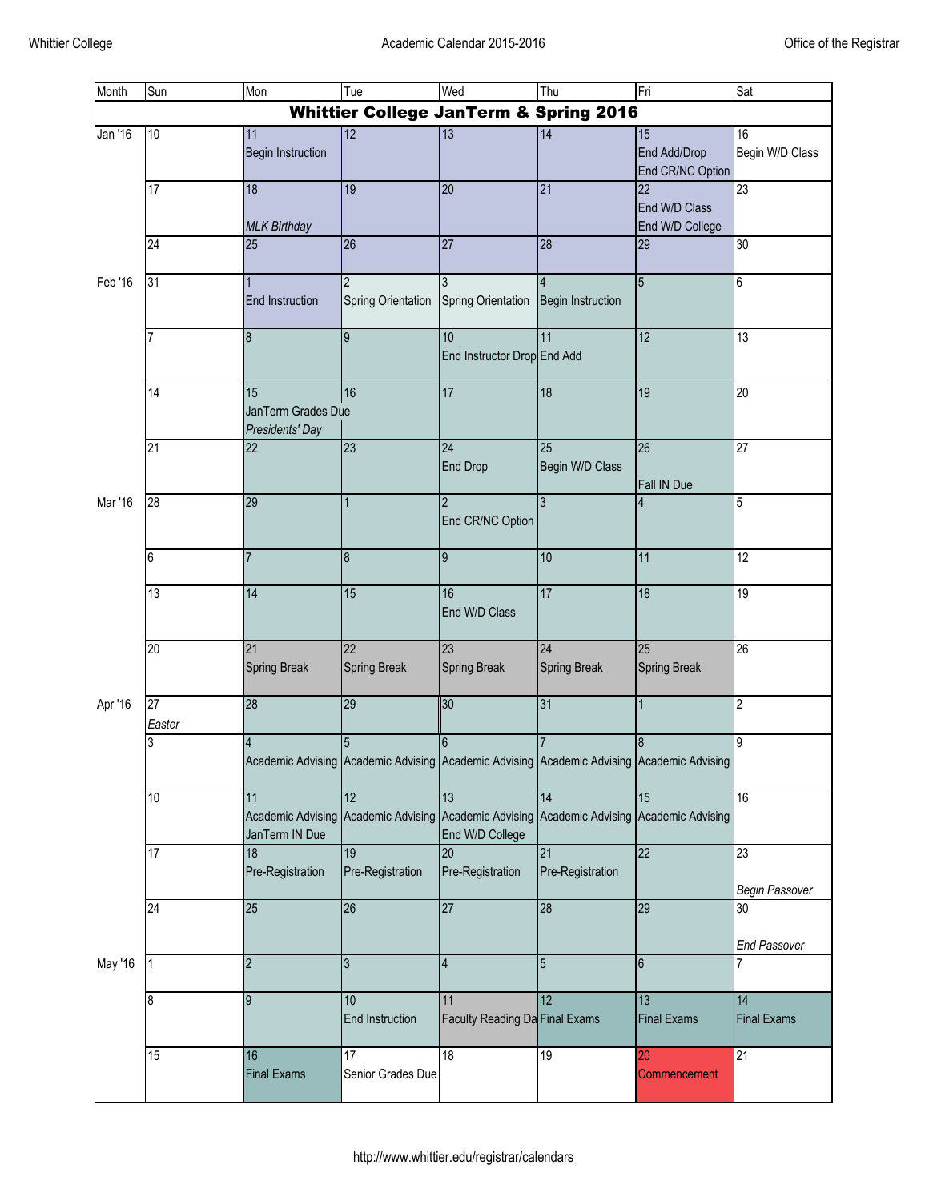| Month | Sun | Mon | Tue | Wed | Thu | Fri | Sat |
|---|---|---|---|---|---|---|---|
| **Whittier College JanTerm & Spring 2016** | | | | | | | |
| Jan '16 | 10 | 11 Begin Instruction | 12 | 13 | 14 | 15 End Add/Drop End CR/NC Option | 16 Begin W/D Class |
| | 17 | 18 *MLK Birthday* | 19 | 20 | 21 | 22 End W/D Class End W/D College | 23 |
| | 24 | 25 | 26 | 27 | 28 | 29 | 30 |
| Feb '16 | 31 | 1 End Instruction | 2 Spring Orientation | 3 Spring Orientation | 4 Begin Instruction | 5 | 6 |
| | 7 | 8 | 9 | 10 End Instructor Drop | 11 End Add | 12 | 13 |
| | 14 | 15 JanTerm Grades Due *Presidents' Day* | 16 | 17 | 18 | 19 | 20 |
| | 21 | 22 | 23 | 24 End Drop | 25 Begin W/D Class | 26 Fall IN Due | 27 |
| Mar '16 | 28 | 29 | 1 | 2 End CR/NC Option | 3 | 4 | 5 |
| | 6 | 7 | 8 | 9 | 10 | 11 | 12 |
| | 13 | 14 | 15 | 16 End W/D Class | 17 | 18 | 19 |
| | 20 | 21 Spring Break | 22 Spring Break | 23 Spring Break | 24 Spring Break | 25 Spring Break | 26 |
| Apr '16 | 27 *Easter* | 28 | 29 | 30 | 31 | 1 | 2 |
| | 3 | 4 Academic Advising | 5 Academic Advising | 6 Academic Advising | 7 Academic Advising | 8 Academic Advising | 9 |
| | 10 | 11 Academic Advising JanTerm IN Due | 12 Academic Advising | 13 Academic Advising End W/D College | 14 Academic Advising | 15 Academic Advising | 16 |
| | 17 | 18 Pre-Registration | 19 Pre-Registration | 20 Pre-Registration | 21 Pre-Registration | 22 | 23 *Begin Passover* |
| | 24 | 25 | 26 | 27 | 28 | 29 | 30 *End Passover* |
| May '16 | 1 | 2 | 3 | 4 | 5 | 6 | 7 |
| | 8 | 9 | 10 End Instruction | 11 Faculty Reading Da | 12 Final Exams | 13 Final Exams | 14 Final Exams |
| | 15 | 16 Final Exams | 17 Senior Grades Due | 18 | 19 | 20 Commencement | 21 |

http://www.whittier.edu/registrar/calendars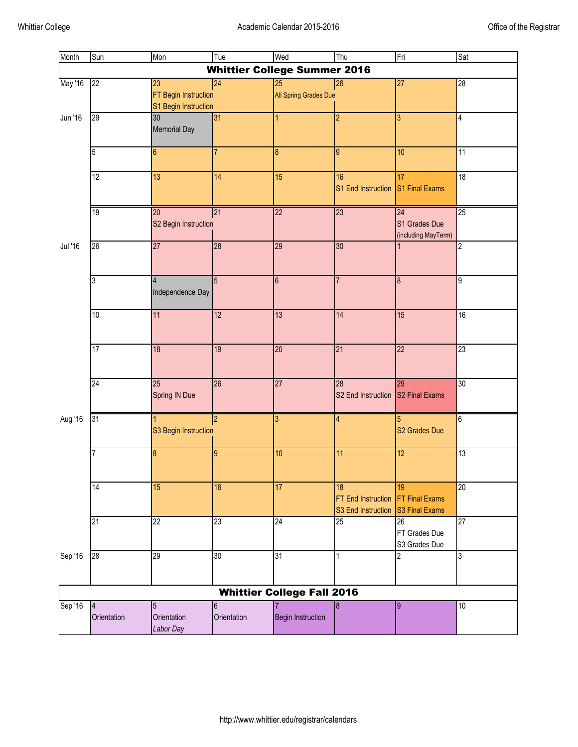| Month | Sun | Mon | Tue | Wed | Thu | Fri | Sat |
|---|---|---|---|---|---|---|---|
| **Whittier College Summer 2016** | | | | | | | |
| May '16 | 22 | 23 FT Begin Instruction S1 Begin Instruction | 24 | 25 All Spring Grades Due | 26 | 27 | 28 |
| Jun '16 | 29 | 30 Memorial Day | 31 | 1 | 2 | 3 | 4 |
| | 5 | 6 | 7 | 8 | 9 | 10 | 11 |
| | 12 | 13 | 14 | 15 | 16 S1 End Instruction | 17 S1 Final Exams | 18 |
| | 19 | 20 S2 Begin Instruction | 21 | 22 | 23 | 24 S1 Grades Due (including MayTerm) | 25 |
| Jul '16 | 26 | 27 | 28 | 29 | 30 | 1 | 2 |
| | 3 | 4 Independence Day | 5 | 6 | 7 | 8 | 9 |
| | 10 | 11 | 12 | 13 | 14 | 15 | 16 |
| | 17 | 18 | 19 | 20 | 21 | 22 | 23 |
| | 24 | 25 Spring IN Due | 26 | 27 | 28 S2 End Instruction | 29 S2 Final Exams | 30 |
| Aug '16 | 31 | 1 S3 Begin Instruction | 2 | 3 | 4 | 5 S2 Grades Due | 6 |
| | 7 | 8 | 9 | 10 | 11 | 12 | 13 |
| | 14 | 15 | 16 | 17 | 18 FT End Instruction S3 End Instruction | 19 FT Final Exams S3 Final Exams | 20 |
| | 21 | 22 | 23 | 24 | 25 | 26 FT Grades Due S3 Grades Due | 27 |
| Sep '16 | 28 | 29 | 30 | 31 | 1 | 2 | 3 |
| **Whittier College Fall 2016** | | | | | | | |
| Sep '16 | 4 Orientation | 5 Orientation *Labor Day* | 6 Orientation | 7 Begin Instruction | 8 | 9 | 10 |

http://www.whittier.edu/registrar/calendars